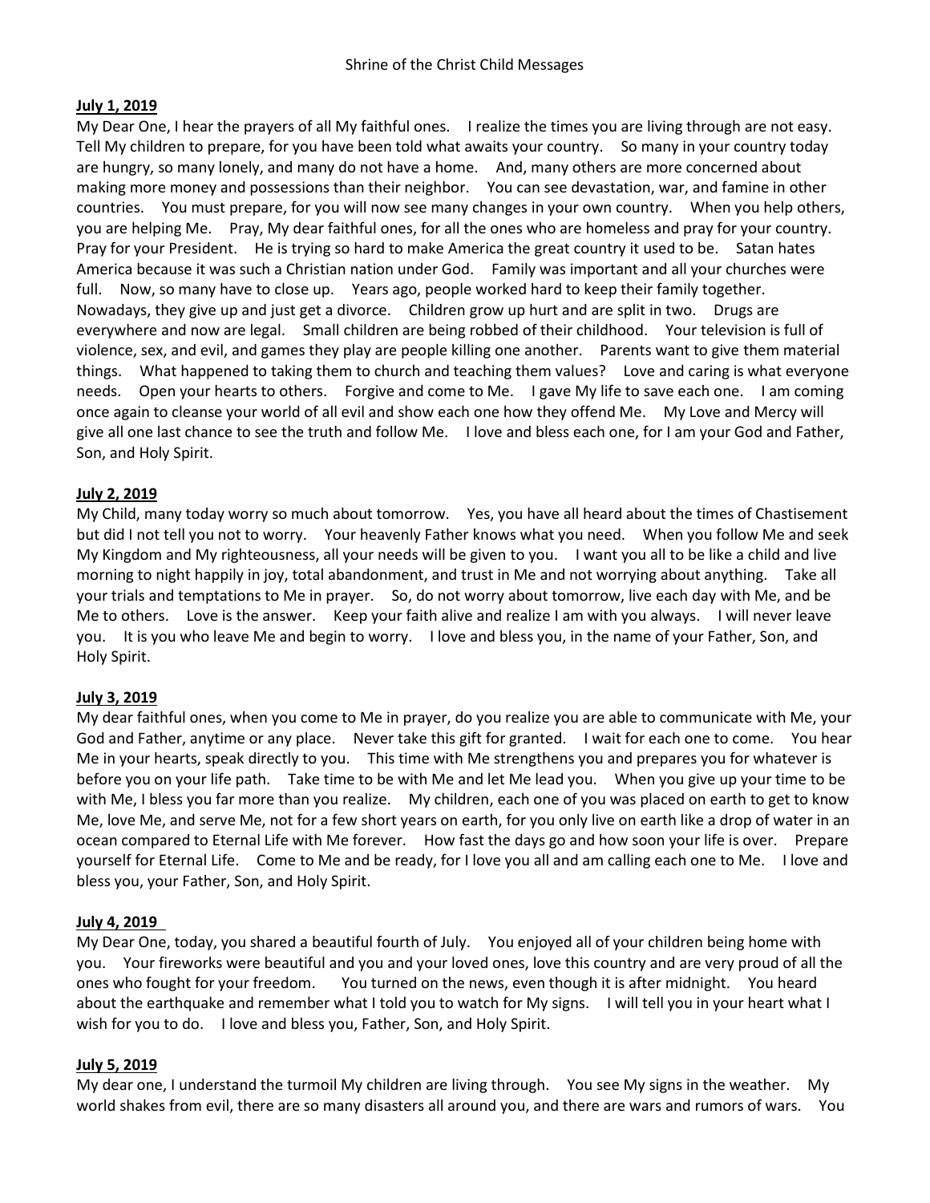# Shrine of the Christ Child Messages

**July 1, 2019**

My Dear One, I hear the prayers of all My faithful ones. I realize the times you are living through are not easy. Tell My children to prepare, for you have been told what awaits your country. So many in your country today are hungry, so many lonely, and many do not have a home. And, many others are more concerned about making more money and possessions than their neighbor. You can see devastation, war, and famine in other countries. You must prepare, for you will now see many changes in your own country. When you help others, you are helping Me. Pray, My dear faithful ones, for all the ones who are homeless and pray for your country. Pray for your President. He is trying so hard to make America the great country it used to be. Satan hates America because it was such a Christian nation under God. Family was important and all your churches were full. Now, so many have to close up. Years ago, people worked hard to keep their family together. Nowadays, they give up and just get a divorce. Children grow up hurt and are split in two. Drugs are everywhere and now are legal. Small children are being robbed of their childhood. Your television is full of violence, sex, and evil, and games they play are people killing one another. Parents want to give them material things. What happened to taking them to church and teaching them values? Love and caring is what everyone needs. Open your hearts to others. Forgive and come to Me. I gave My life to save each one. I am coming once again to cleanse your world of all evil and show each one how they offend Me. My Love and Mercy will give all one last chance to see the truth and follow Me. I love and bless each one, for I am your God and Father, Son, and Holy Spirit.

**July 2, 2019**

My Child, many today worry so much about tomorrow. Yes, you have all heard about the times of Chastisement but did I not tell you not to worry. Your heavenly Father knows what you need. When you follow Me and seek My Kingdom and My righteousness, all your needs will be given to you. I want you all to be like a child and live morning to night happily in joy, total abandonment, and trust in Me and not worrying about anything. Take all your trials and temptations to Me in prayer. So, do not worry about tomorrow, live each day with Me, and be Me to others. Love is the answer. Keep your faith alive and realize I am with you always. I will never leave you. It is you who leave Me and begin to worry. I love and bless you, in the name of your Father, Son, and Holy Spirit.

**July 3, 2019**

My dear faithful ones, when you come to Me in prayer, do you realize you are able to communicate with Me, your God and Father, anytime or any place. Never take this gift for granted. I wait for each one to come. You hear Me in your hearts, speak directly to you. This time with Me strengthens you and prepares you for whatever is before you on your life path. Take time to be with Me and let Me lead you. When you give up your time to be with Me, I bless you far more than you realize. My children, each one of you was placed on earth to get to know Me, love Me, and serve Me, not for a few short years on earth, for you only live on earth like a drop of water in an ocean compared to Eternal Life with Me forever. How fast the days go and how soon your life is over. Prepare yourself for Eternal Life. Come to Me and be ready, for I love you all and am calling each one to Me. I love and bless you, your Father, Son, and Holy Spirit.

**July 4, 2019**

My Dear One, today, you shared a beautiful fourth of July. You enjoyed all of your children being home with you. Your fireworks were beautiful and you and your loved ones, love this country and are very proud of all the ones who fought for your freedom. You turned on the news, even though it is after midnight. You heard about the earthquake and remember what I told you to watch for My signs. I will tell you in your heart what I wish for you to do. I love and bless you, Father, Son, and Holy Spirit.

**July 5, 2019**

My dear one, I understand the turmoil My children are living through. You see My signs in the weather. My world shakes from evil, there are so many disasters all around you, and there are wars and rumors of wars. You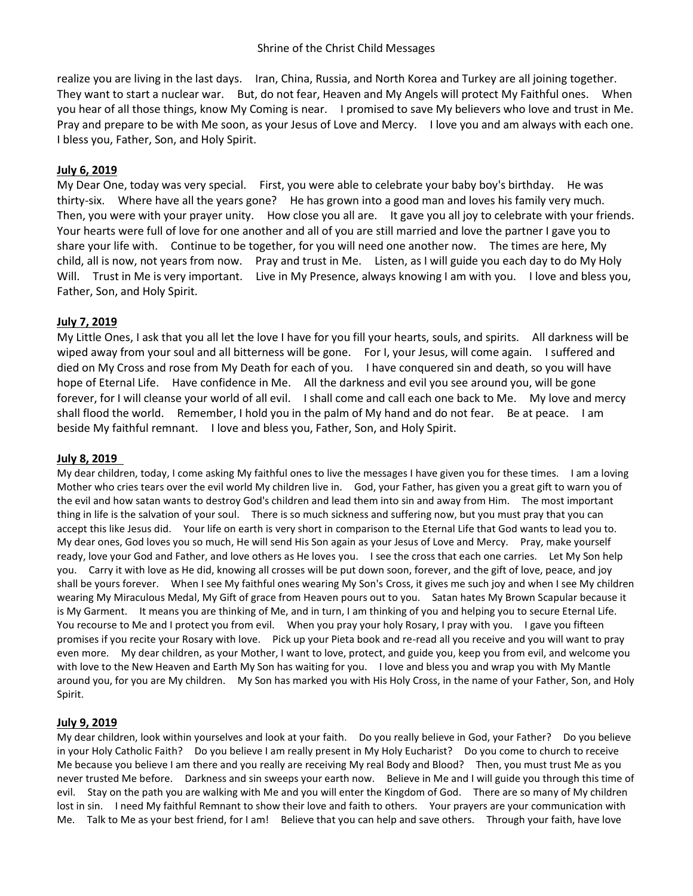realize you are living in the last days. Iran, China, Russia, and North Korea and Turkey are all joining together. They want to start a nuclear war. But, do not fear, Heaven and My Angels will protect My Faithful ones. When you hear of all those things, know My Coming is near. I promised to save My believers who love and trust in Me. Pray and prepare to be with Me soon, as your Jesus of Love and Mercy. I love you and am always with each one. I bless you, Father, Son, and Holy Spirit.

**July 6, 2019**

My Dear One, today was very special. First, you were able to celebrate your baby boy's birthday. He was thirty-six. Where have all the years gone? He has grown into a good man and loves his family very much. Then, you were with your prayer unity. How close you all are. It gave you all joy to celebrate with your friends. Your hearts were full of love for one another and all of you are still married and love the partner I gave you to share your life with. Continue to be together, for you will need one another now. The times are here, My child, all is now, not years from now. Pray and trust in Me. Listen, as I will guide you each day to do My Holy Will. Trust in Me is very important. Live in My Presence, always knowing I am with you. I love and bless you, Father, Son, and Holy Spirit.

**July 7, 2019**

My Little Ones, I ask that you all let the love I have for you fill your hearts, souls, and spirits. All darkness will be wiped away from your soul and all bitterness will be gone. For I, your Jesus, will come again. I suffered and died on My Cross and rose from My Death for each of you. I have conquered sin and death, so you will have hope of Eternal Life. Have confidence in Me. All the darkness and evil you see around you, will be gone forever, for I will cleanse your world of all evil. I shall come and call each one back to Me. My love and mercy shall flood the world. Remember, I hold you in the palm of My hand and do not fear. Be at peace. I am beside My faithful remnant. I love and bless you, Father, Son, and Holy Spirit.

**July 8, 2019**

My dear children, today, I come asking My faithful ones to live the messages I have given you for these times. I am a loving Mother who cries tears over the evil world My children live in. God, your Father, has given you a great gift to warn you of the evil and how satan wants to destroy God's children and lead them into sin and away from Him. The most important thing in life is the salvation of your soul. There is so much sickness and suffering now, but you must pray that you can accept this like Jesus did. Your life on earth is very short in comparison to the Eternal Life that God wants to lead you to. My dear ones, God loves you so much, He will send His Son again as your Jesus of Love and Mercy. Pray, make yourself ready, love your God and Father, and love others as He loves you. I see the cross that each one carries. Let My Son help you. Carry it with love as He did, knowing all crosses will be put down soon, forever, and the gift of love, peace, and joy shall be yours forever. When I see My faithful ones wearing My Son's Cross, it gives me such joy and when I see My children wearing My Miraculous Medal, My Gift of grace from Heaven pours out to you. Satan hates My Brown Scapular because it is My Garment. It means you are thinking of Me, and in turn, I am thinking of you and helping you to secure Eternal Life. You recourse to Me and I protect you from evil. When you pray your holy Rosary, I pray with you. I gave you fifteen promises if you recite your Rosary with love. Pick up your Pieta book and re-read all you receive and you will want to pray even more. My dear children, as your Mother, I want to love, protect, and guide you, keep you from evil, and welcome you with love to the New Heaven and Earth My Son has waiting for you. I love and bless you and wrap you with My Mantle around you, for you are My children. My Son has marked you with His Holy Cross, in the name of your Father, Son, and Holy Spirit.

**July 9, 2019**

My dear children, look within yourselves and look at your faith. Do you really believe in God, your Father? Do you believe in your Holy Catholic Faith? Do you believe I am really present in My Holy Eucharist? Do you come to church to receive Me because you believe I am there and you really are receiving My real Body and Blood? Then, you must trust Me as you never trusted Me before. Darkness and sin sweeps your earth now. Believe in Me and I will guide you through this time of evil. Stay on the path you are walking with Me and you will enter the Kingdom of God. There are so many of My children lost in sin. I need My faithful Remnant to show their love and faith to others. Your prayers are your communication with Me. Talk to Me as your best friend, for I am! Believe that you can help and save others. Through your faith, have love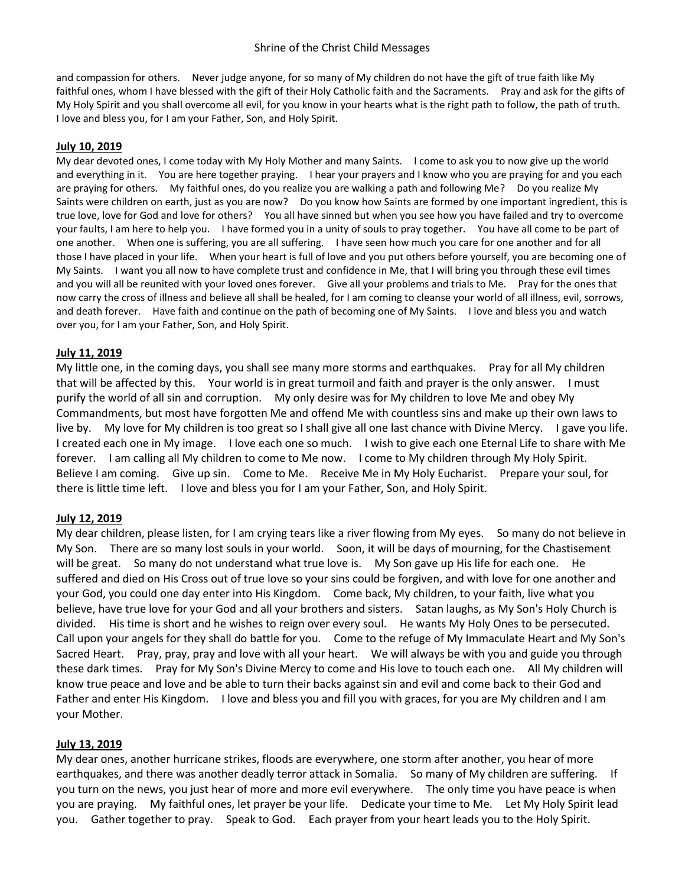and compassion for others. Never judge anyone, for so many of My children do not have the gift of true faith like My faithful ones, whom I have blessed with the gift of their Holy Catholic faith and the Sacraments. Pray and ask for the gifts of My Holy Spirit and you shall overcome all evil, for you know in your hearts what is the right path to follow, the path of truth. I love and bless you, for I am your Father, Son, and Holy Spirit.

**July 10, 2019**

My dear devoted ones, I come today with My Holy Mother and many Saints. I come to ask you to now give up the world and everything in it. You are here together praying. I hear your prayers and I know who you are praying for and you each are praying for others. My faithful ones, do you realize you are walking a path and following Me? Do you realize My Saints were children on earth, just as you are now? Do you know how Saints are formed by one important ingredient, this is true love, love for God and love for others? You all have sinned but when you see how you have failed and try to overcome your faults, I am here to help you. I have formed you in a unity of souls to pray together. You have all come to be part of one another. When one is suffering, you are all suffering. I have seen how much you care for one another and for all those I have placed in your life. When your heart is full of love and you put others before yourself, you are becoming one of My Saints. I want you all now to have complete trust and confidence in Me, that I will bring you through these evil times and you will all be reunited with your loved ones forever. Give all your problems and trials to Me. Pray for the ones that now carry the cross of illness and believe all shall be healed, for I am coming to cleanse your world of all illness, evil, sorrows, and death forever. Have faith and continue on the path of becoming one of My Saints. I love and bless you and watch over you, for I am your Father, Son, and Holy Spirit.

**July 11, 2019**

My little one, in the coming days, you shall see many more storms and earthquakes. Pray for all My children that will be affected by this. Your world is in great turmoil and faith and prayer is the only answer. I must purify the world of all sin and corruption. My only desire was for My children to love Me and obey My Commandments, but most have forgotten Me and offend Me with countless sins and make up their own laws to live by. My love for My children is too great so I shall give all one last chance with Divine Mercy. I gave you life. I created each one in My image. I love each one so much. I wish to give each one Eternal Life to share with Me forever. I am calling all My children to come to Me now. I come to My children through My Holy Spirit. Believe I am coming. Give up sin. Come to Me. Receive Me in My Holy Eucharist. Prepare your soul, for there is little time left. I love and bless you for I am your Father, Son, and Holy Spirit.

**July 12, 2019**

My dear children, please listen, for I am crying tears like a river flowing from My eyes. So many do not believe in My Son. There are so many lost souls in your world. Soon, it will be days of mourning, for the Chastisement will be great. So many do not understand what true love is. My Son gave up His life for each one. He suffered and died on His Cross out of true love so your sins could be forgiven, and with love for one another and your God, you could one day enter into His Kingdom. Come back, My children, to your faith, live what you believe, have true love for your God and all your brothers and sisters. Satan laughs, as My Son's Holy Church is divided. His time is short and he wishes to reign over every soul. He wants My Holy Ones to be persecuted. Call upon your angels for they shall do battle for you. Come to the refuge of My Immaculate Heart and My Son's Sacred Heart. Pray, pray, pray and love with all your heart. We will always be with you and guide you through these dark times. Pray for My Son's Divine Mercy to come and His love to touch each one. All My children will know true peace and love and be able to turn their backs against sin and evil and come back to their God and Father and enter His Kingdom. I love and bless you and fill you with graces, for you are My children and I am your Mother.

**July 13, 2019**

My dear ones, another hurricane strikes, floods are everywhere, one storm after another, you hear of more earthquakes, and there was another deadly terror attack in Somalia. So many of My children are suffering. If you turn on the news, you just hear of more and more evil everywhere. The only time you have peace is when you are praying. My faithful ones, let prayer be your life. Dedicate your time to Me. Let My Holy Spirit lead you. Gather together to pray. Speak to God. Each prayer from your heart leads you to the Holy Spirit.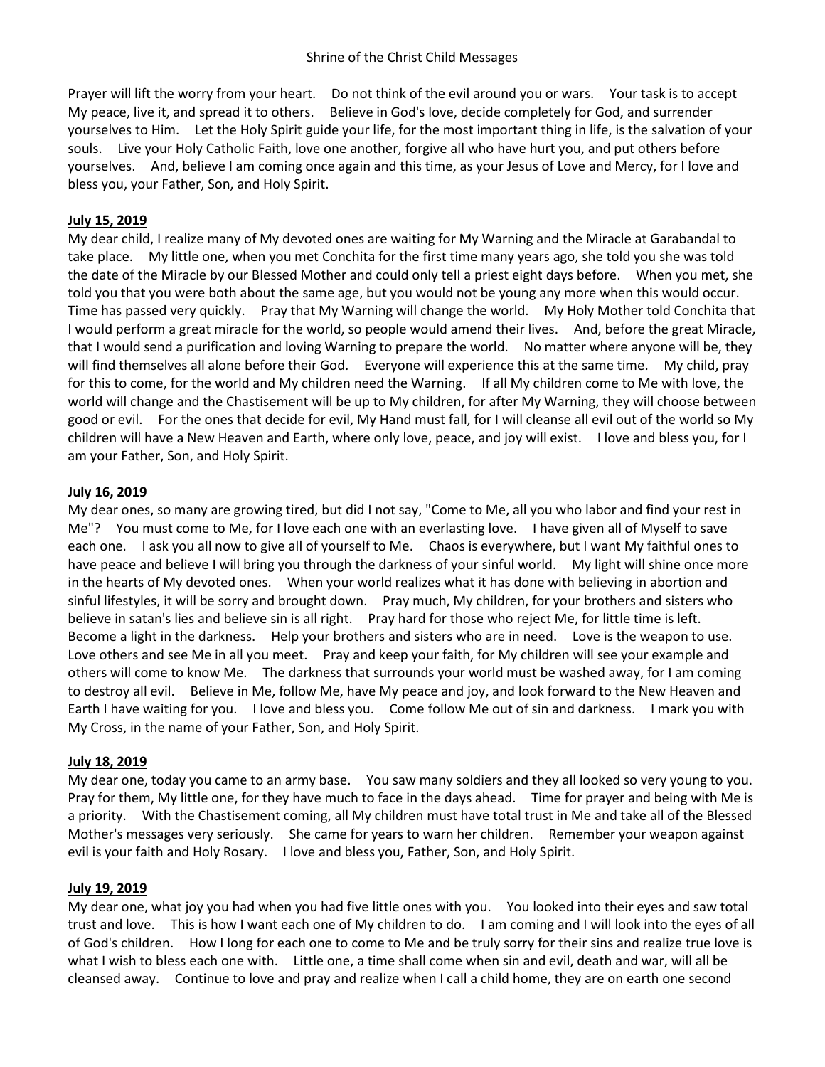Prayer will lift the worry from your heart. Do not think of the evil around you or wars. Your task is to accept My peace, live it, and spread it to others. Believe in God's love, decide completely for God, and surrender yourselves to Him. Let the Holy Spirit guide your life, for the most important thing in life, is the salvation of your souls. Live your Holy Catholic Faith, love one another, forgive all who have hurt you, and put others before yourselves. And, believe I am coming once again and this time, as your Jesus of Love and Mercy, for I love and bless you, your Father, Son, and Holy Spirit.

**July 15, 2019**

My dear child, I realize many of My devoted ones are waiting for My Warning and the Miracle at Garabandal to take place. My little one, when you met Conchita for the first time many years ago, she told you she was told the date of the Miracle by our Blessed Mother and could only tell a priest eight days before. When you met, she told you that you were both about the same age, but you would not be young any more when this would occur. Time has passed very quickly. Pray that My Warning will change the world. My Holy Mother told Conchita that I would perform a great miracle for the world, so people would amend their lives. And, before the great Miracle, that I would send a purification and loving Warning to prepare the world. No matter where anyone will be, they will find themselves all alone before their God. Everyone will experience this at the same time. My child, pray for this to come, for the world and My children need the Warning. If all My children come to Me with love, the world will change and the Chastisement will be up to My children, for after My Warning, they will choose between good or evil. For the ones that decide for evil, My Hand must fall, for I will cleanse all evil out of the world so My children will have a New Heaven and Earth, where only love, peace, and joy will exist. I love and bless you, for I am your Father, Son, and Holy Spirit.

**July 16, 2019**

My dear ones, so many are growing tired, but did I not say, "Come to Me, all you who labor and find your rest in Me"? You must come to Me, for I love each one with an everlasting love. I have given all of Myself to save each one. I ask you all now to give all of yourself to Me. Chaos is everywhere, but I want My faithful ones to have peace and believe I will bring you through the darkness of your sinful world. My light will shine once more in the hearts of My devoted ones. When your world realizes what it has done with believing in abortion and sinful lifestyles, it will be sorry and brought down. Pray much, My children, for your brothers and sisters who believe in satan's lies and believe sin is all right. Pray hard for those who reject Me, for little time is left. Become a light in the darkness. Help your brothers and sisters who are in need. Love is the weapon to use. Love others and see Me in all you meet. Pray and keep your faith, for My children will see your example and others will come to know Me. The darkness that surrounds your world must be washed away, for I am coming to destroy all evil. Believe in Me, follow Me, have My peace and joy, and look forward to the New Heaven and Earth I have waiting for you. I love and bless you. Come follow Me out of sin and darkness. I mark you with My Cross, in the name of your Father, Son, and Holy Spirit.

**July 18, 2019**

My dear one, today you came to an army base. You saw many soldiers and they all looked so very young to you. Pray for them, My little one, for they have much to face in the days ahead. Time for prayer and being with Me is a priority. With the Chastisement coming, all My children must have total trust in Me and take all of the Blessed Mother's messages very seriously. She came for years to warn her children. Remember your weapon against evil is your faith and Holy Rosary. I love and bless you, Father, Son, and Holy Spirit.

**July 19, 2019**

My dear one, what joy you had when you had five little ones with you. You looked into their eyes and saw total trust and love. This is how I want each one of My children to do. I am coming and I will look into the eyes of all of God's children. How I long for each one to come to Me and be truly sorry for their sins and realize true love is what I wish to bless each one with. Little one, a time shall come when sin and evil, death and war, will all be cleansed away. Continue to love and pray and realize when I call a child home, they are on earth one second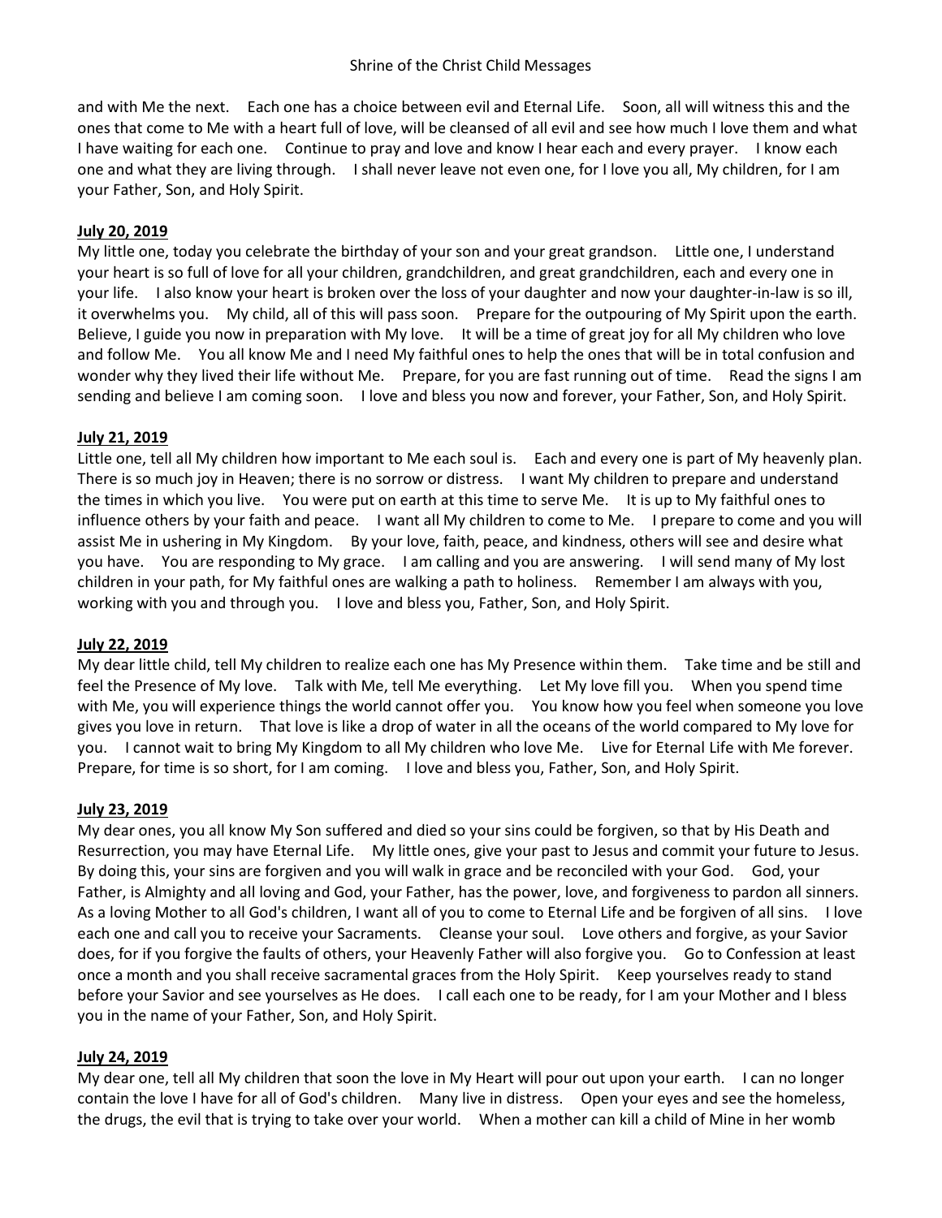and with Me the next. Each one has a choice between evil and Eternal Life. Soon, all will witness this and the ones that come to Me with a heart full of love, will be cleansed of all evil and see how much I love them and what I have waiting for each one. Continue to pray and love and know I hear each and every prayer. I know each one and what they are living through. I shall never leave not even one, for I love you all, My children, for I am your Father, Son, and Holy Spirit.

**July 20, 2019**

My little one, today you celebrate the birthday of your son and your great grandson. Little one, I understand your heart is so full of love for all your children, grandchildren, and great grandchildren, each and every one in your life. I also know your heart is broken over the loss of your daughter and now your daughter-in-law is so ill, it overwhelms you. My child, all of this will pass soon. Prepare for the outpouring of My Spirit upon the earth. Believe, I guide you now in preparation with My love. It will be a time of great joy for all My children who love and follow Me. You all know Me and I need My faithful ones to help the ones that will be in total confusion and wonder why they lived their life without Me. Prepare, for you are fast running out of time. Read the signs I am sending and believe I am coming soon. I love and bless you now and forever, your Father, Son, and Holy Spirit.

**July 21, 2019**

Little one, tell all My children how important to Me each soul is. Each and every one is part of My heavenly plan. There is so much joy in Heaven; there is no sorrow or distress. I want My children to prepare and understand the times in which you live. You were put on earth at this time to serve Me. It is up to My faithful ones to influence others by your faith and peace. I want all My children to come to Me. I prepare to come and you will assist Me in ushering in My Kingdom. By your love, faith, peace, and kindness, others will see and desire what you have. You are responding to My grace. I am calling and you are answering. I will send many of My lost children in your path, for My faithful ones are walking a path to holiness. Remember I am always with you, working with you and through you. I love and bless you, Father, Son, and Holy Spirit.

**July 22, 2019**

My dear little child, tell My children to realize each one has My Presence within them. Take time and be still and feel the Presence of My love. Talk with Me, tell Me everything. Let My love fill you. When you spend time with Me, you will experience things the world cannot offer you. You know how you feel when someone you love gives you love in return. That love is like a drop of water in all the oceans of the world compared to My love for you. I cannot wait to bring My Kingdom to all My children who love Me. Live for Eternal Life with Me forever. Prepare, for time is so short, for I am coming. I love and bless you, Father, Son, and Holy Spirit.

**July 23, 2019**

My dear ones, you all know My Son suffered and died so your sins could be forgiven, so that by His Death and Resurrection, you may have Eternal Life. My little ones, give your past to Jesus and commit your future to Jesus. By doing this, your sins are forgiven and you will walk in grace and be reconciled with your God. God, your Father, is Almighty and all loving and God, your Father, has the power, love, and forgiveness to pardon all sinners. As a loving Mother to all God's children, I want all of you to come to Eternal Life and be forgiven of all sins. I love each one and call you to receive your Sacraments. Cleanse your soul. Love others and forgive, as your Savior does, for if you forgive the faults of others, your Heavenly Father will also forgive you. Go to Confession at least once a month and you shall receive sacramental graces from the Holy Spirit. Keep yourselves ready to stand before your Savior and see yourselves as He does. I call each one to be ready, for I am your Mother and I bless you in the name of your Father, Son, and Holy Spirit.

**July 24, 2019**

My dear one, tell all My children that soon the love in My Heart will pour out upon your earth. I can no longer contain the love I have for all of God's children. Many live in distress. Open your eyes and see the homeless, the drugs, the evil that is trying to take over your world. When a mother can kill a child of Mine in her womb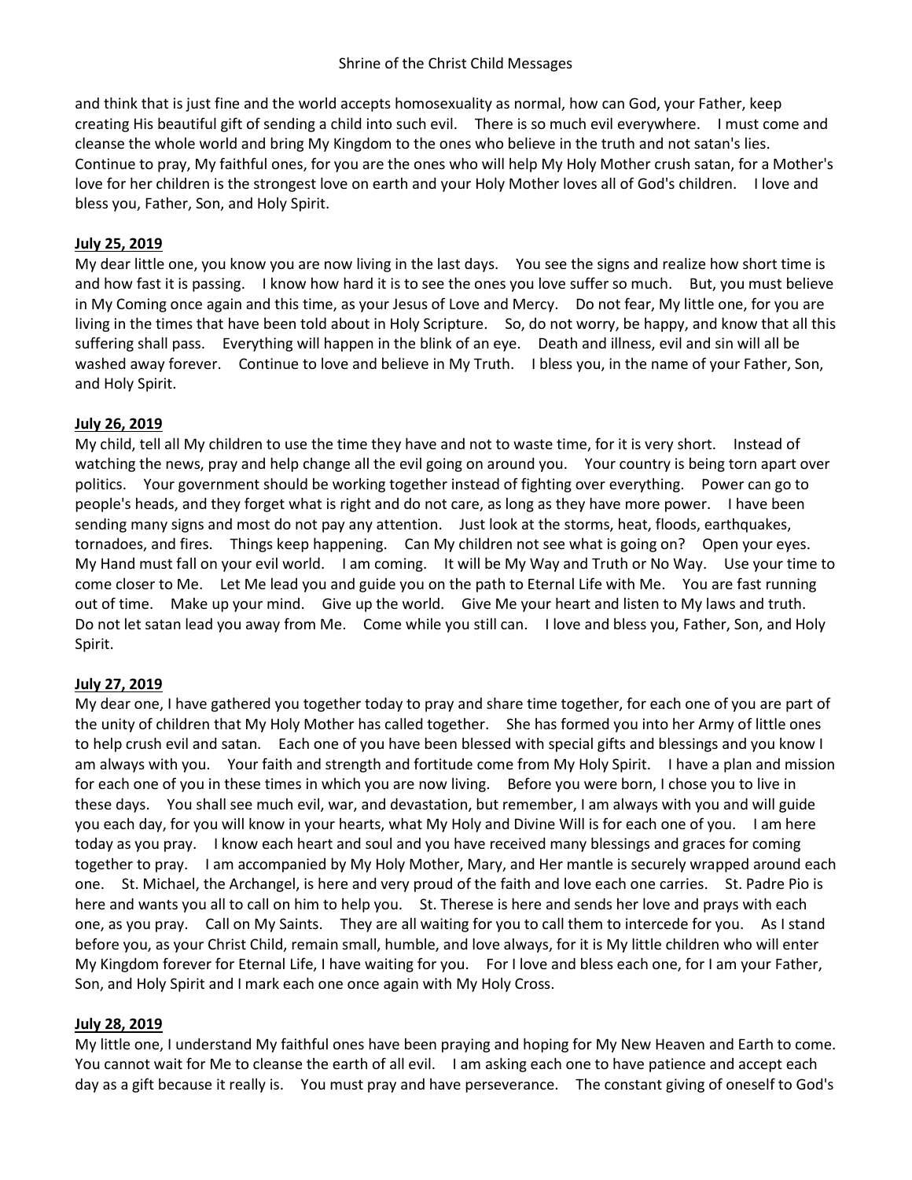and think that is just fine and the world accepts homosexuality as normal, how can God, your Father, keep creating His beautiful gift of sending a child into such evil. There is so much evil everywhere. I must come and cleanse the whole world and bring My Kingdom to the ones who believe in the truth and not satan's lies. Continue to pray, My faithful ones, for you are the ones who will help My Holy Mother crush satan, for a Mother's love for her children is the strongest love on earth and your Holy Mother loves all of God's children. I love and bless you, Father, Son, and Holy Spirit.

**July 25, 2019**

My dear little one, you know you are now living in the last days. You see the signs and realize how short time is and how fast it is passing. I know how hard it is to see the ones you love suffer so much. But, you must believe in My Coming once again and this time, as your Jesus of Love and Mercy. Do not fear, My little one, for you are living in the times that have been told about in Holy Scripture. So, do not worry, be happy, and know that all this suffering shall pass. Everything will happen in the blink of an eye. Death and illness, evil and sin will all be washed away forever. Continue to love and believe in My Truth. I bless you, in the name of your Father, Son, and Holy Spirit.

**July 26, 2019**

My child, tell all My children to use the time they have and not to waste time, for it is very short. Instead of watching the news, pray and help change all the evil going on around you. Your country is being torn apart over politics. Your government should be working together instead of fighting over everything. Power can go to people's heads, and they forget what is right and do not care, as long as they have more power. I have been sending many signs and most do not pay any attention. Just look at the storms, heat, floods, earthquakes, tornadoes, and fires. Things keep happening. Can My children not see what is going on? Open your eyes. My Hand must fall on your evil world. I am coming. It will be My Way and Truth or No Way. Use your time to come closer to Me. Let Me lead you and guide you on the path to Eternal Life with Me. You are fast running out of time. Make up your mind. Give up the world. Give Me your heart and listen to My laws and truth. Do not let satan lead you away from Me. Come while you still can. I love and bless you, Father, Son, and Holy Spirit.

**July 27, 2019**

My dear one, I have gathered you together today to pray and share time together, for each one of you are part of the unity of children that My Holy Mother has called together. She has formed you into her Army of little ones to help crush evil and satan. Each one of you have been blessed with special gifts and blessings and you know I am always with you. Your faith and strength and fortitude come from My Holy Spirit. I have a plan and mission for each one of you in these times in which you are now living. Before you were born, I chose you to live in these days. You shall see much evil, war, and devastation, but remember, I am always with you and will guide you each day, for you will know in your hearts, what My Holy and Divine Will is for each one of you. I am here today as you pray. I know each heart and soul and you have received many blessings and graces for coming together to pray. I am accompanied by My Holy Mother, Mary, and Her mantle is securely wrapped around each one. St. Michael, the Archangel, is here and very proud of the faith and love each one carries. St. Padre Pio is here and wants you all to call on him to help you. St. Therese is here and sends her love and prays with each one, as you pray. Call on My Saints. They are all waiting for you to call them to intercede for you. As I stand before you, as your Christ Child, remain small, humble, and love always, for it is My little children who will enter My Kingdom forever for Eternal Life, I have waiting for you. For I love and bless each one, for I am your Father, Son, and Holy Spirit and I mark each one once again with My Holy Cross.

**July 28, 2019**

My little one, I understand My faithful ones have been praying and hoping for My New Heaven and Earth to come. You cannot wait for Me to cleanse the earth of all evil. I am asking each one to have patience and accept each day as a gift because it really is. You must pray and have perseverance. The constant giving of oneself to God's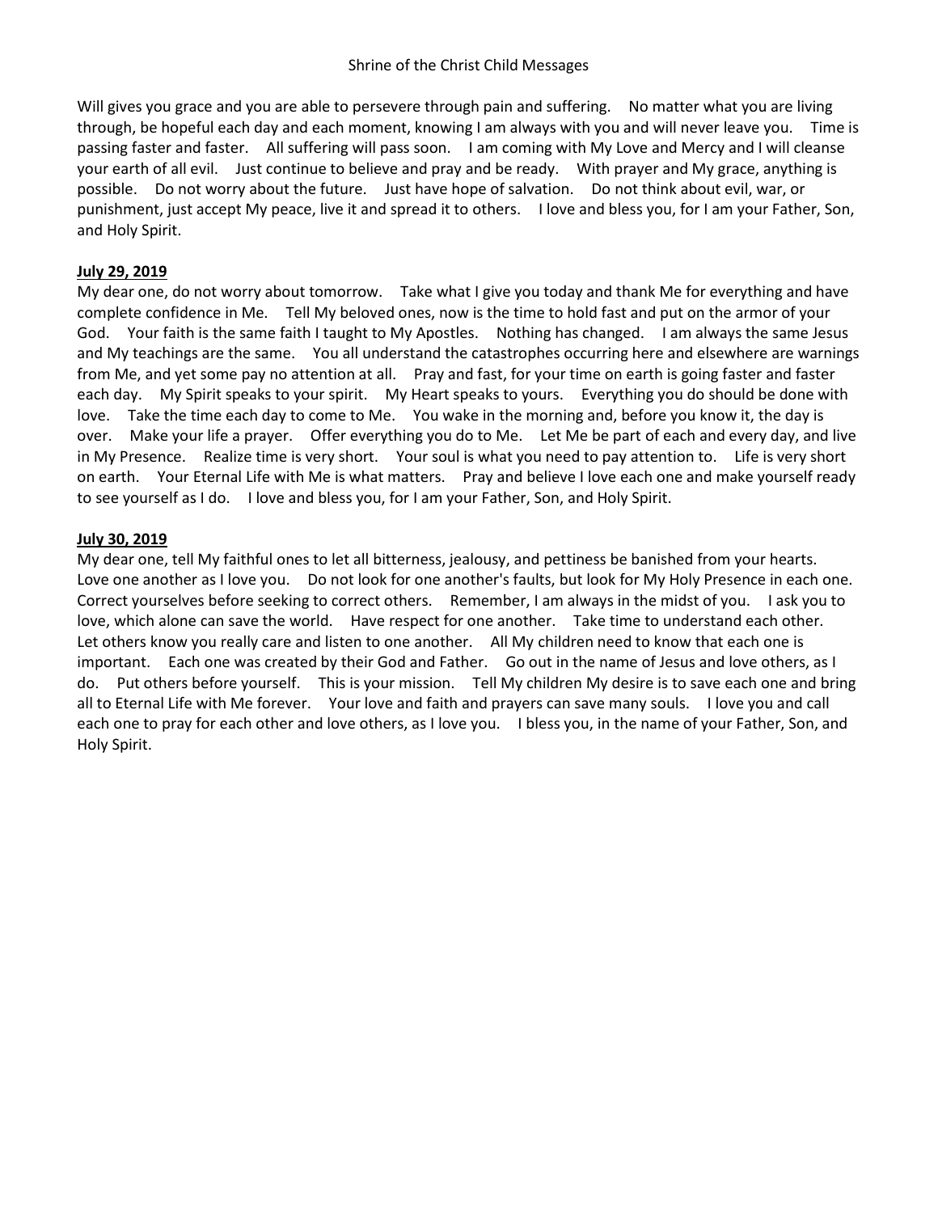Will gives you grace and you are able to persevere through pain and suffering. No matter what you are living through, be hopeful each day and each moment, knowing I am always with you and will never leave you. Time is passing faster and faster. All suffering will pass soon. I am coming with My Love and Mercy and I will cleanse your earth of all evil. Just continue to believe and pray and be ready. With prayer and My grace, anything is possible. Do not worry about the future. Just have hope of salvation. Do not think about evil, war, or punishment, just accept My peace, live it and spread it to others. I love and bless you, for I am your Father, Son, and Holy Spirit.

**July 29, 2019**

My dear one, do not worry about tomorrow. Take what I give you today and thank Me for everything and have complete confidence in Me. Tell My beloved ones, now is the time to hold fast and put on the armor of your God. Your faith is the same faith I taught to My Apostles. Nothing has changed. I am always the same Jesus and My teachings are the same. You all understand the catastrophes occurring here and elsewhere are warnings from Me, and yet some pay no attention at all. Pray and fast, for your time on earth is going faster and faster each day. My Spirit speaks to your spirit. My Heart speaks to yours. Everything you do should be done with love. Take the time each day to come to Me. You wake in the morning and, before you know it, the day is over. Make your life a prayer. Offer everything you do to Me. Let Me be part of each and every day, and live in My Presence. Realize time is very short. Your soul is what you need to pay attention to. Life is very short on earth. Your Eternal Life with Me is what matters. Pray and believe I love each one and make yourself ready to see yourself as I do. I love and bless you, for I am your Father, Son, and Holy Spirit.

**July 30, 2019**

My dear one, tell My faithful ones to let all bitterness, jealousy, and pettiness be banished from your hearts. Love one another as I love you. Do not look for one another's faults, but look for My Holy Presence in each one. Correct yourselves before seeking to correct others. Remember, I am always in the midst of you. I ask you to love, which alone can save the world. Have respect for one another. Take time to understand each other. Let others know you really care and listen to one another. All My children need to know that each one is important. Each one was created by their God and Father. Go out in the name of Jesus and love others, as I do. Put others before yourself. This is your mission. Tell My children My desire is to save each one and bring all to Eternal Life with Me forever. Your love and faith and prayers can save many souls. I love you and call each one to pray for each other and love others, as I love you. I bless you, in the name of your Father, Son, and Holy Spirit.